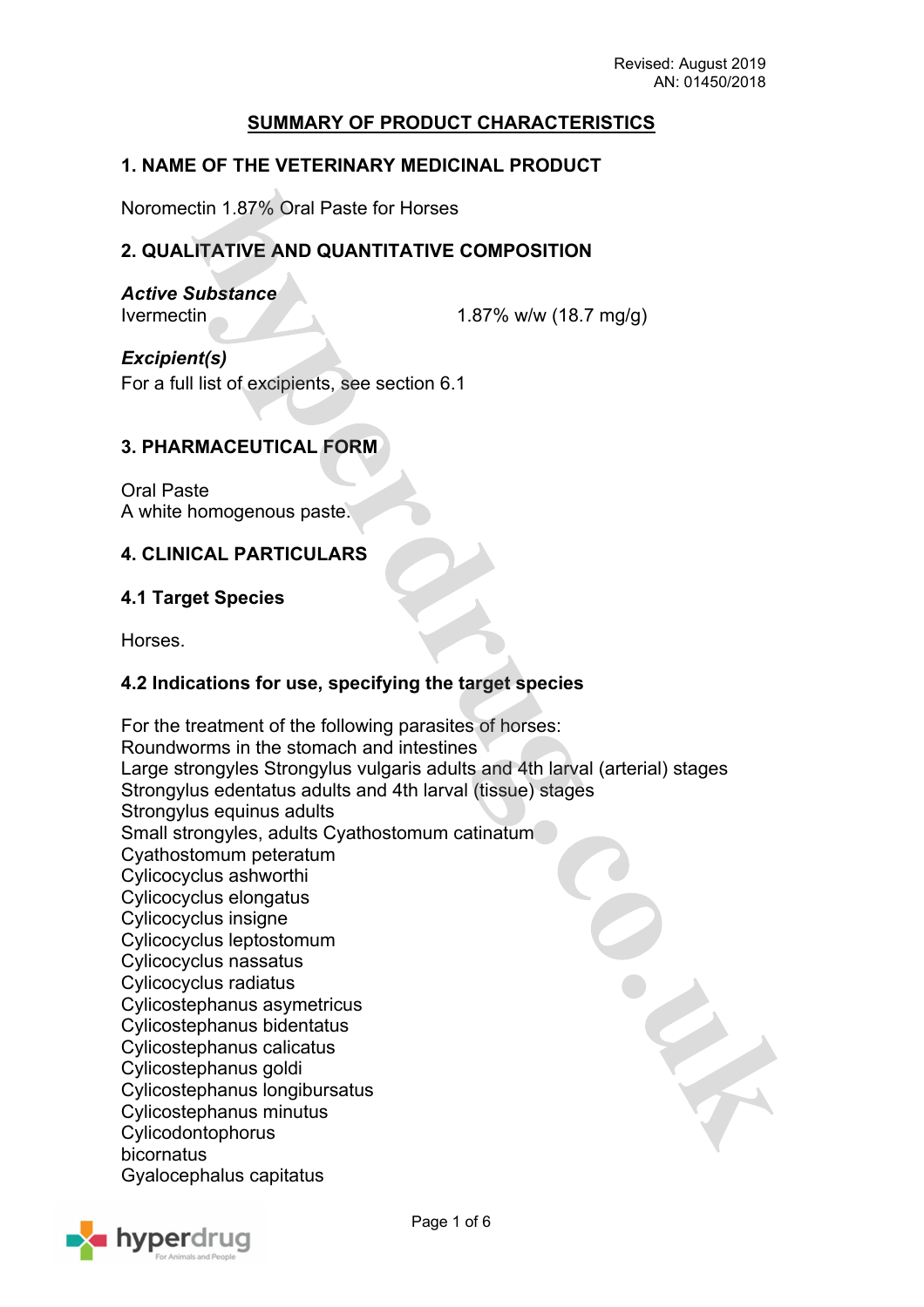Revised: August 2019
AN: 01450/2018

## SUMMARY OF PRODUCT CHARACTERISTICS

### 1. NAME OF THE VETERINARY MEDICINAL PRODUCT

Noromectin 1.87% Oral Paste for Horses

### 2. QUALITATIVE AND QUANTITATIVE COMPOSITION

***Active Substance***
Ivermectin 1.87% w/w (18.7 mg/g)

***Excipient(s)***
For a full list of excipients, see section 6.1

### 3. PHARMACEUTICAL FORM

Oral Paste
A white homogenous paste.

### 4. CLINICAL PARTICULARS

#### 4.1 Target Species

Horses.

#### 4.2 Indications for use, specifying the target species

For the treatment of the following parasites of horses:
Roundworms in the stomach and intestines
Large strongyles Strongylus vulgaris adults and 4th larval (arterial) stages
Strongylus edentatus adults and 4th larval (tissue) stages
Strongylus equinus adults
Small strongyles, adults Cyathostomum catinatum
Cyathostomum peteratum
Cylicocyclus ashworthi
Cylicocyclus elongatus
Cylicocyclus insigne
Cylicocyclus leptostomum
Cylicocyclus nassatus
Cylicocyclus radiatus
Cylicostephanus asymetricus
Cylicostephanus bidentatus
Cylicostephanus calicatus
Cylicostephanus goldi
Cylicostephanus longibursatus
Cylicostephanus minutus
Cylicodontophorus
bicornatus
Gyalocephalus capitatus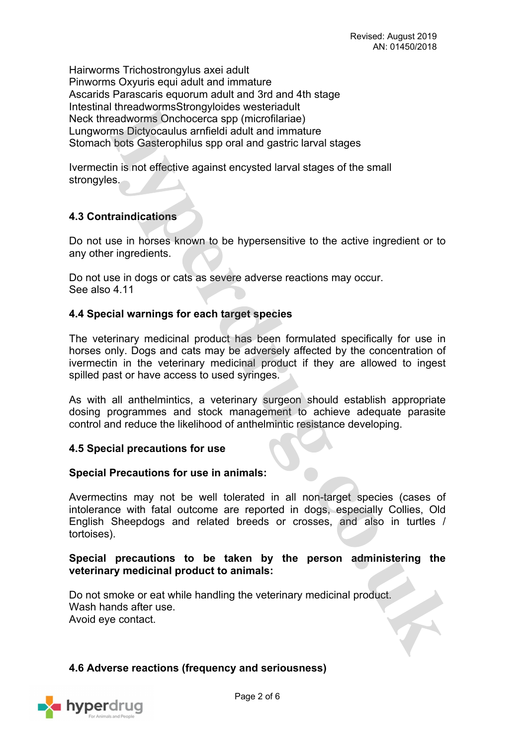Hairworms Trichostrongylus axei adult
Pinworms Oxyuris equi adult and immature
Ascarids Parascaris equorum adult and 3rd and 4th stage
Intestinal threadwormsStrongyloides westeriadult
Neck threadworms Onchocerca spp (microfilariae)
Lungworms Dictyocaulus arnfieldi adult and immature
Stomach bots Gasterophilus spp oral and gastric larval stages

Ivermectin is not effective against encysted larval stages of the small strongyles.

### 4.3 Contraindications

Do not use in horses known to be hypersensitive to the active ingredient or to any other ingredients.

Do not use in dogs or cats as severe adverse reactions may occur.
See also 4.11

### 4.4 Special warnings for each target species

The veterinary medicinal product has been formulated specifically for use in horses only. Dogs and cats may be adversely affected by the concentration of ivermectin in the veterinary medicinal product if they are allowed to ingest spilled past or have access to used syringes.

As with all anthelmintics, a veterinary surgeon should establish appropriate dosing programmes and stock management to achieve adequate parasite control and reduce the likelihood of anthelmintic resistance developing.

### 4.5 Special precautions for use

**Special Precautions for use in animals:**

Avermectins may not be well tolerated in all non-target species (cases of intolerance with fatal outcome are reported in dogs, especially Collies, Old English Sheepdogs and related breeds or crosses, and also in turtles / tortoises).

**Special precautions to be taken by the person administering the veterinary medicinal product to animals:**

Do not smoke or eat while handling the veterinary medicinal product.
Wash hands after use.
Avoid eye contact.

### 4.6 Adverse reactions (frequency and seriousness)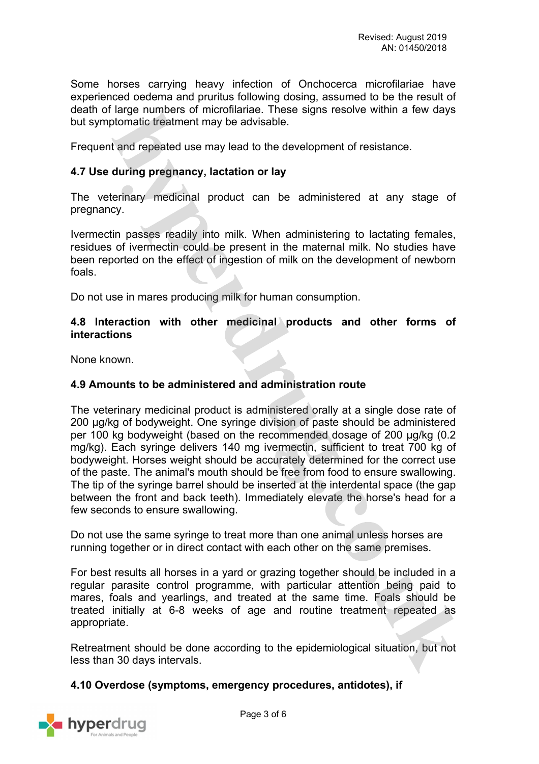Some horses carrying heavy infection of Onchocerca microfilariae have experienced oedema and pruritus following dosing, assumed to be the result of death of large numbers of microfilariae. These signs resolve within a few days but symptomatic treatment may be advisable.

Frequent and repeated use may lead to the development of resistance.

### 4.7 Use during pregnancy, lactation or lay

The veterinary medicinal product can be administered at any stage of pregnancy.

Ivermectin passes readily into milk. When administering to lactating females, residues of ivermectin could be present in the maternal milk. No studies have been reported on the effect of ingestion of milk on the development of newborn foals.

Do not use in mares producing milk for human consumption.

### 4.8 Interaction with other medicinal products and other forms of interactions

None known.

### 4.9 Amounts to be administered and administration route

The veterinary medicinal product is administered orally at a single dose rate of 200 µg/kg of bodyweight. One syringe division of paste should be administered per 100 kg bodyweight (based on the recommended dosage of 200 µg/kg (0.2 mg/kg). Each syringe delivers 140 mg ivermectin, sufficient to treat 700 kg of bodyweight. Horses weight should be accurately determined for the correct use of the paste. The animal's mouth should be free from food to ensure swallowing. The tip of the syringe barrel should be inserted at the interdental space (the gap between the front and back teeth). Immediately elevate the horse's head for a few seconds to ensure swallowing.

Do not use the same syringe to treat more than one animal unless horses are running together or in direct contact with each other on the same premises.

For best results all horses in a yard or grazing together should be included in a regular parasite control programme, with particular attention being paid to mares, foals and yearlings, and treated at the same time. Foals should be treated initially at 6-8 weeks of age and routine treatment repeated as appropriate.

Retreatment should be done according to the epidemiological situation, but not less than 30 days intervals.

### 4.10 Overdose (symptoms, emergency procedures, antidotes), if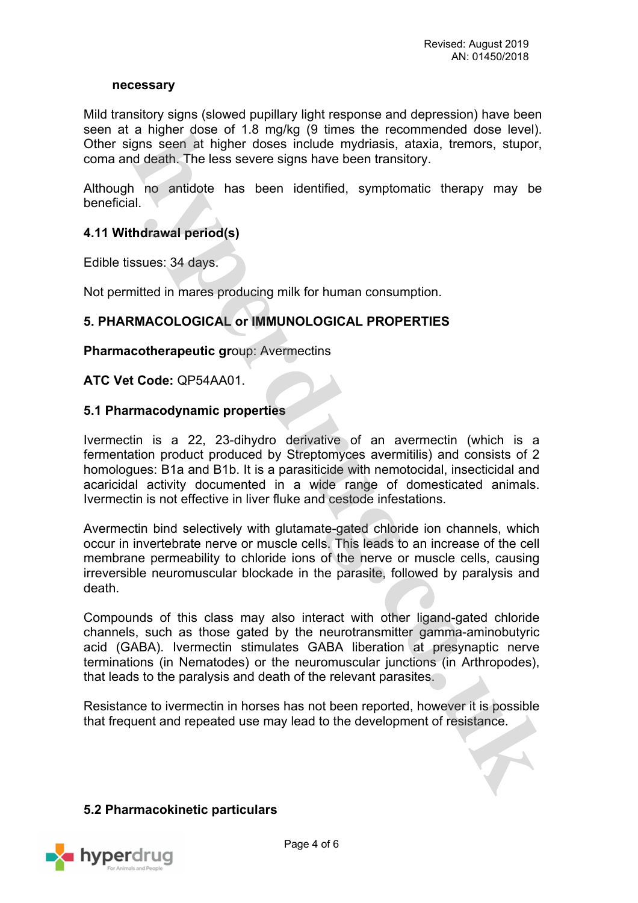**necessary**

Mild transitory signs (slowed pupillary light response and depression) have been seen at a higher dose of 1.8 mg/kg (9 times the recommended dose level). Other signs seen at higher doses include mydriasis, ataxia, tremors, stupor, coma and death. The less severe signs have been transitory.

Although no antidote has been identified, symptomatic therapy may be beneficial.

### 4.11 Withdrawal period(s)

Edible tissues: 34 days.

Not permitted in mares producing milk for human consumption.

## 5. PHARMACOLOGICAL or IMMUNOLOGICAL PROPERTIES

**Pharmacotherapeutic group:** Avermectins

**ATC Vet Code:** QP54AA01.

### 5.1 Pharmacodynamic properties

Ivermectin is a 22, 23-dihydro derivative of an avermectin (which is a fermentation product produced by Streptomyces avermitilis) and consists of 2 homologues: B1a and B1b. It is a parasiticide with nemotocidal, insecticidal and acaricidal activity documented in a wide range of domesticated animals. Ivermectin is not effective in liver fluke and cestode infestations.

Avermectin bind selectively with glutamate-gated chloride ion channels, which occur in invertebrate nerve or muscle cells. This leads to an increase of the cell membrane permeability to chloride ions of the nerve or muscle cells, causing irreversible neuromuscular blockade in the parasite, followed by paralysis and death.

Compounds of this class may also interact with other ligand-gated chloride channels, such as those gated by the neurotransmitter gamma-aminobutyric acid (GABA). Ivermectin stimulates GABA liberation at presynaptic nerve terminations (in Nematodes) or the neuromuscular junctions (in Arthropodes), that leads to the paralysis and death of the relevant parasites.

Resistance to ivermectin in horses has not been reported, however it is possible that frequent and repeated use may lead to the development of resistance.

### 5.2 Pharmacokinetic particulars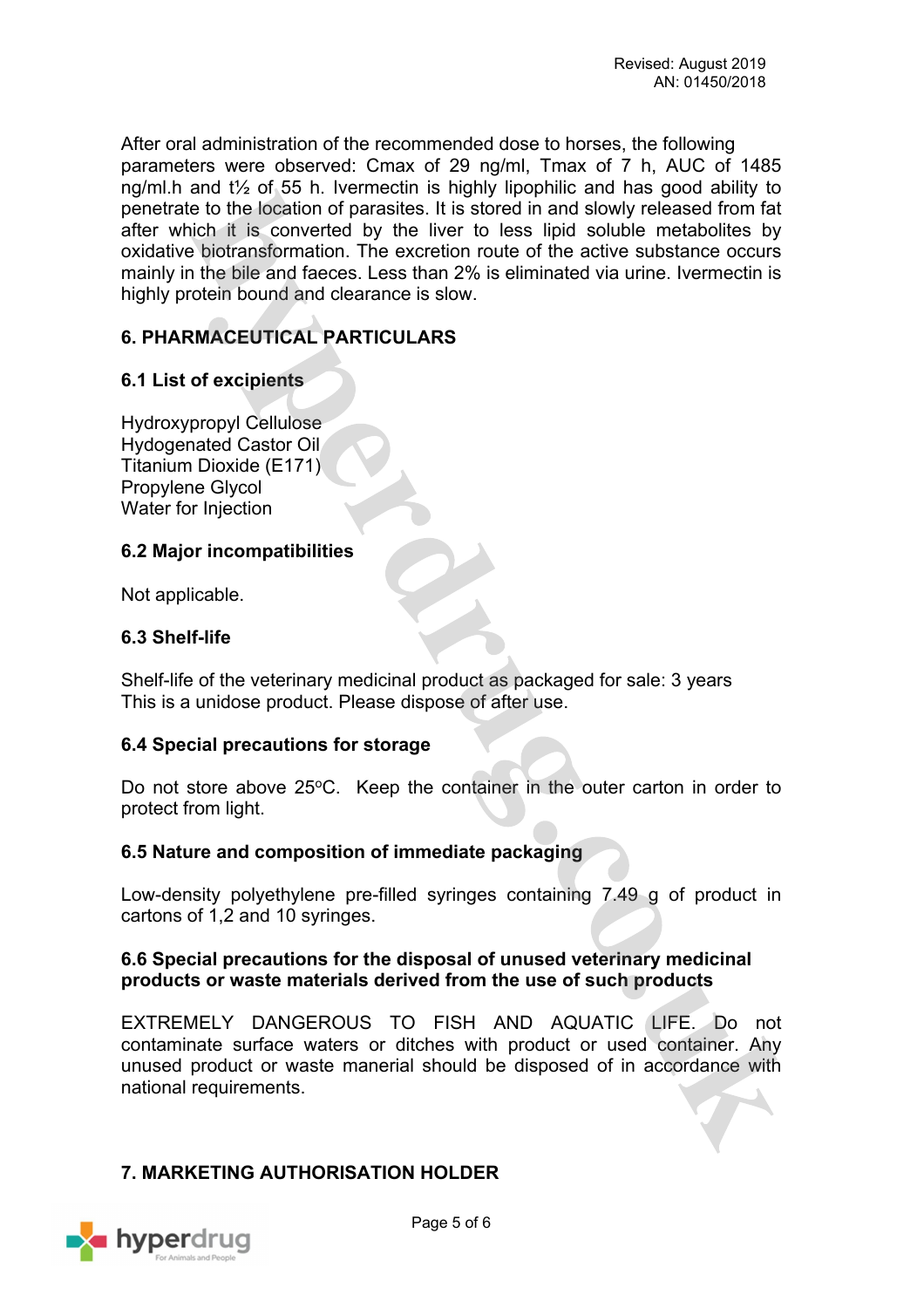After oral administration of the recommended dose to horses, the following parameters were observed: Cmax of 29 ng/ml, Tmax of 7 h, AUC of 1485 ng/ml.h and t½ of 55 h. Ivermectin is highly lipophilic and has good ability to penetrate to the location of parasites. It is stored in and slowly released from fat after which it is converted by the liver to less lipid soluble metabolites by oxidative biotransformation. The excretion route of the active substance occurs mainly in the bile and faeces. Less than 2% is eliminated via urine. Ivermectin is highly protein bound and clearance is slow.

## 6. PHARMACEUTICAL PARTICULARS

### 6.1 List of excipients

Hydroxypropyl Cellulose
Hydrogenated Castor Oil
Titanium Dioxide (E171)
Propylene Glycol
Water for Injection

### 6.2 Major incompatibilities

Not applicable.

### 6.3 Shelf-life

Shelf-life of the veterinary medicinal product as packaged for sale: 3 years
This is a unidose product. Please dispose of after use.

### 6.4 Special precautions for storage

Do not store above 25°C. Keep the container in the outer carton in order to protect from light.

### 6.5 Nature and composition of immediate packaging

Low-density polyethylene pre-filled syringes containing 7.49 g of product in cartons of 1,2 and 10 syringes.

### 6.6 Special precautions for the disposal of unused veterinary medicinal products or waste materials derived from the use of such products

EXTREMELY DANGEROUS TO FISH AND AQUATIC LIFE. Do not contaminate surface waters or ditches with product or used container. Any unused product or waste manerial should be disposed of in accordance with national requirements.

## 7. MARKETING AUTHORISATION HOLDER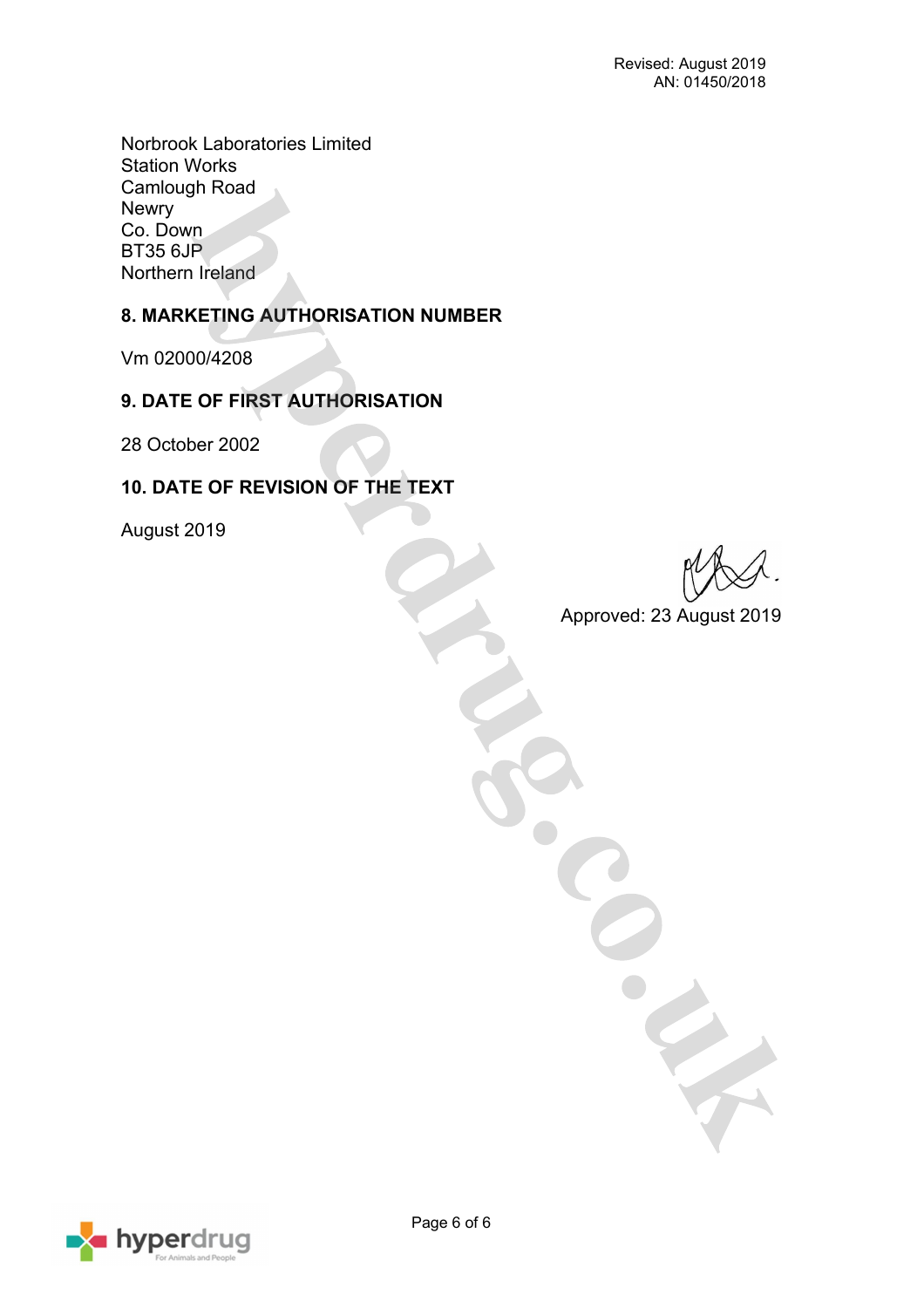Norbrook Laboratories Limited
Station Works
Camlough Road
Newry
Co. Down
BT35 6JP
Northern Ireland

**8. MARKETING AUTHORISATION NUMBER**

Vm 02000/4208

**9. DATE OF FIRST AUTHORISATION**

28 October 2002

**10. DATE OF REVISION OF THE TEXT**

August 2019

Approved: 23 August 2019